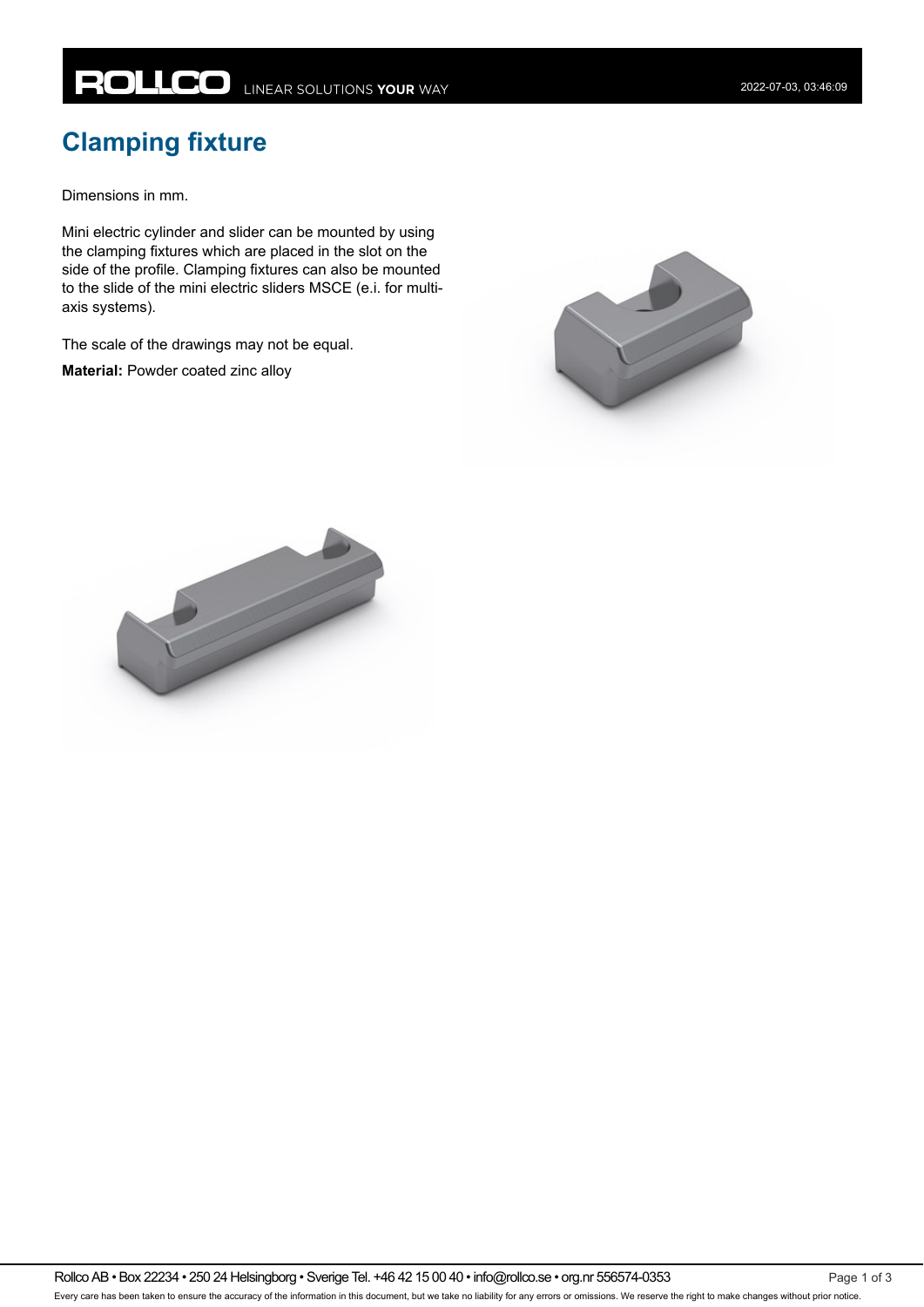# Clamping fixture

Dimensions in mm.

Mini electric cylinder and slider can be mounted by using the clamping fixtures which are placed in the slot on the side of the profile. Clamping fixtures can also be mounted to the slide of the mini electric sliders MSCE (e.i. for multi-axis systems).

The scale of the drawings may not be equal.

**Material:** Powder coated zinc alloy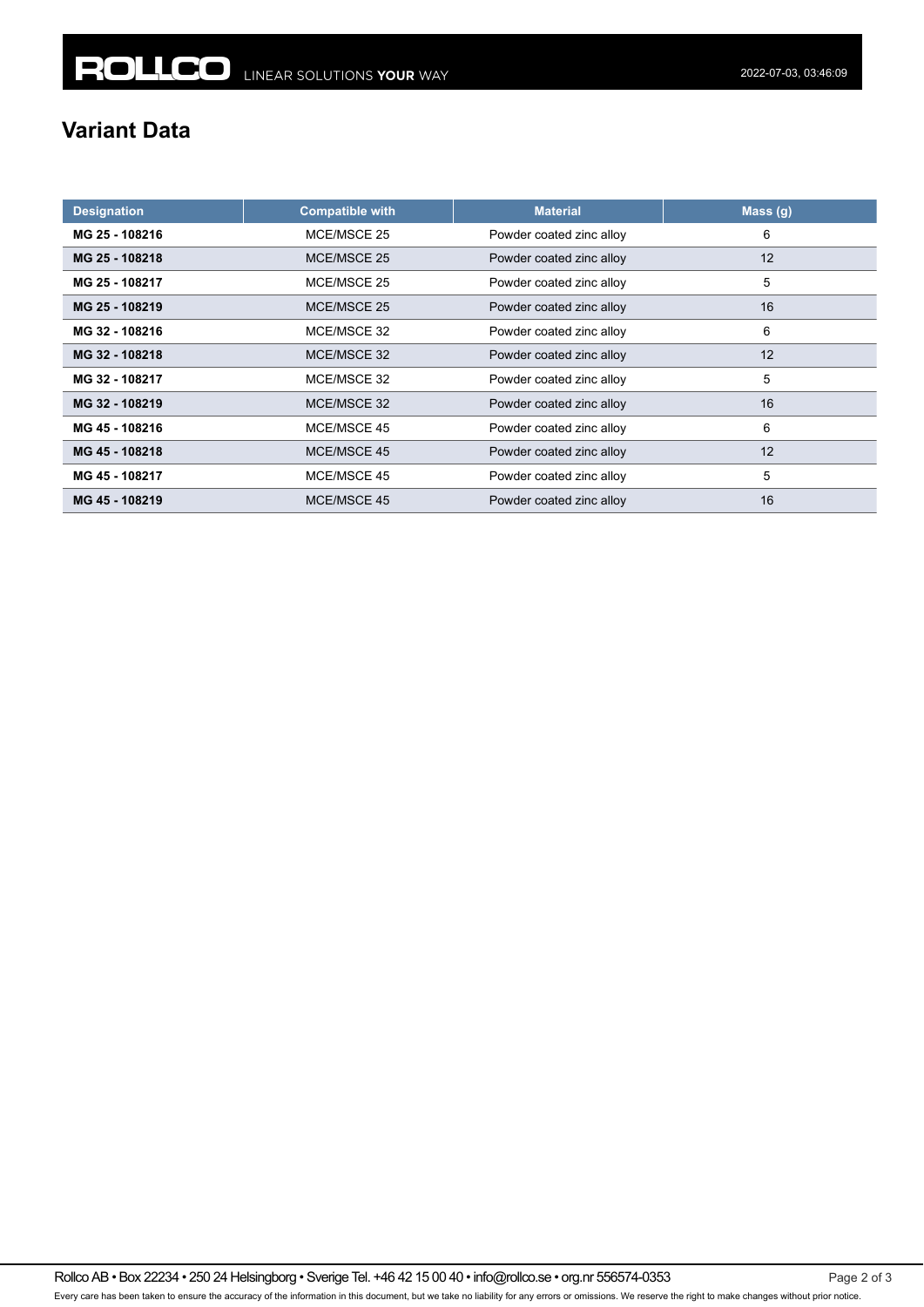## Variant Data

| Designation | Compatible with | Material | Mass (g) |
|---|---|---|---|
| **MG 25 - 108216** | MCE/MSCE 25 | Powder coated zinc alloy | 6 |
| **MG 25 - 108218** | MCE/MSCE 25 | Powder coated zinc alloy | 12 |
| **MG 25 - 108217** | MCE/MSCE 25 | Powder coated zinc alloy | 5 |
| **MG 25 - 108219** | MCE/MSCE 25 | Powder coated zinc alloy | 16 |
| **MG 32 - 108216** | MCE/MSCE 32 | Powder coated zinc alloy | 6 |
| **MG 32 - 108218** | MCE/MSCE 32 | Powder coated zinc alloy | 12 |
| **MG 32 - 108217** | MCE/MSCE 32 | Powder coated zinc alloy | 5 |
| **MG 32 - 108219** | MCE/MSCE 32 | Powder coated zinc alloy | 16 |
| **MG 45 - 108216** | MCE/MSCE 45 | Powder coated zinc alloy | 6 |
| **MG 45 - 108218** | MCE/MSCE 45 | Powder coated zinc alloy | 12 |
| **MG 45 - 108217** | MCE/MSCE 45 | Powder coated zinc alloy | 5 |
| **MG 45 - 108219** | MCE/MSCE 45 | Powder coated zinc alloy | 16 |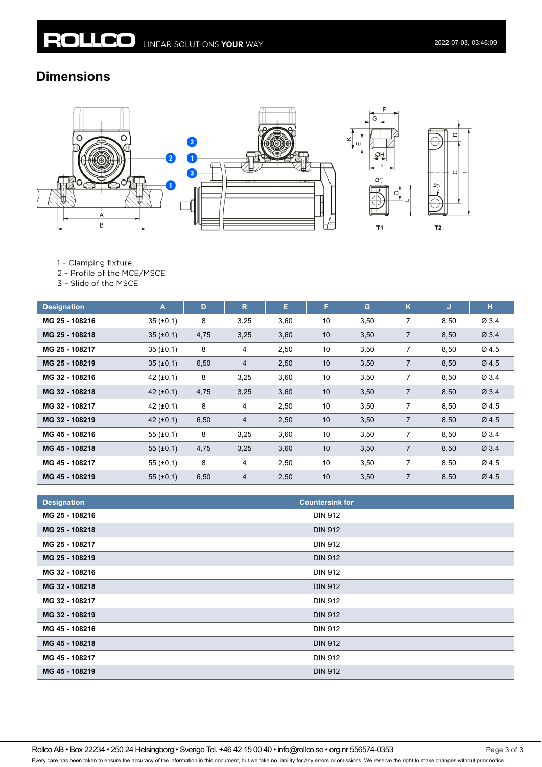## Dimensions

1 – Clamping fixture
2 – Profile of the MCE/MSCE
3 – Slide of the MSCE

| Designation | A | D | R | E | F | G | K | J | H |
|---|---|---|---|---|---|---|---|---|---|
| MG 25 - 108216 | 35 (±0,1) | 8 | 3,25 | 3,60 | 10 | 3,50 | 7 | 8,50 | Ø 3.4 |
| MG 25 - 108218 | 35 (±0,1) | 4,75 | 3,25 | 3,60 | 10 | 3,50 | 7 | 8,50 | Ø 3.4 |
| MG 25 - 108217 | 35 (±0,1) | 8 | 4 | 2,50 | 10 | 3,50 | 7 | 8,50 | Ø 4.5 |
| MG 25 - 108219 | 35 (±0,1) | 6,50 | 4 | 2,50 | 10 | 3,50 | 7 | 8,50 | Ø 4.5 |
| MG 32 - 108216 | 42 (±0,1) | 8 | 3,25 | 3,60 | 10 | 3,50 | 7 | 8,50 | Ø 3.4 |
| MG 32 - 108218 | 42 (±0,1) | 4,75 | 3,25 | 3,60 | 10 | 3,50 | 7 | 8,50 | Ø 3.4 |
| MG 32 - 108217 | 42 (±0,1) | 8 | 4 | 2,50 | 10 | 3,50 | 7 | 8,50 | Ø 4.5 |
| MG 32 - 108219 | 42 (±0,1) | 6,50 | 4 | 2,50 | 10 | 3,50 | 7 | 8,50 | Ø 4.5 |
| MG 45 - 108216 | 55 (±0,1) | 8 | 3,25 | 3,60 | 10 | 3,50 | 7 | 8,50 | Ø 3.4 |
| MG 45 - 108218 | 55 (±0,1) | 4,75 | 3,25 | 3,60 | 10 | 3,50 | 7 | 8,50 | Ø 3.4 |
| MG 45 - 108217 | 55 (±0,1) | 8 | 4 | 2,50 | 10 | 3,50 | 7 | 8,50 | Ø 4.5 |
| MG 45 - 108219 | 55 (±0,1) | 6,50 | 4 | 2,50 | 10 | 3,50 | 7 | 8,50 | Ø 4.5 |

| Designation | Countersink for |
|---|---|
| MG 25 - 108216 | DIN 912 |
| MG 25 - 108218 | DIN 912 |
| MG 25 - 108217 | DIN 912 |
| MG 25 - 108219 | DIN 912 |
| MG 32 - 108216 | DIN 912 |
| MG 32 - 108218 | DIN 912 |
| MG 32 - 108217 | DIN 912 |
| MG 32 - 108219 | DIN 912 |
| MG 45 - 108216 | DIN 912 |
| MG 45 - 108218 | DIN 912 |
| MG 45 - 108217 | DIN 912 |
| MG 45 - 108219 | DIN 912 |